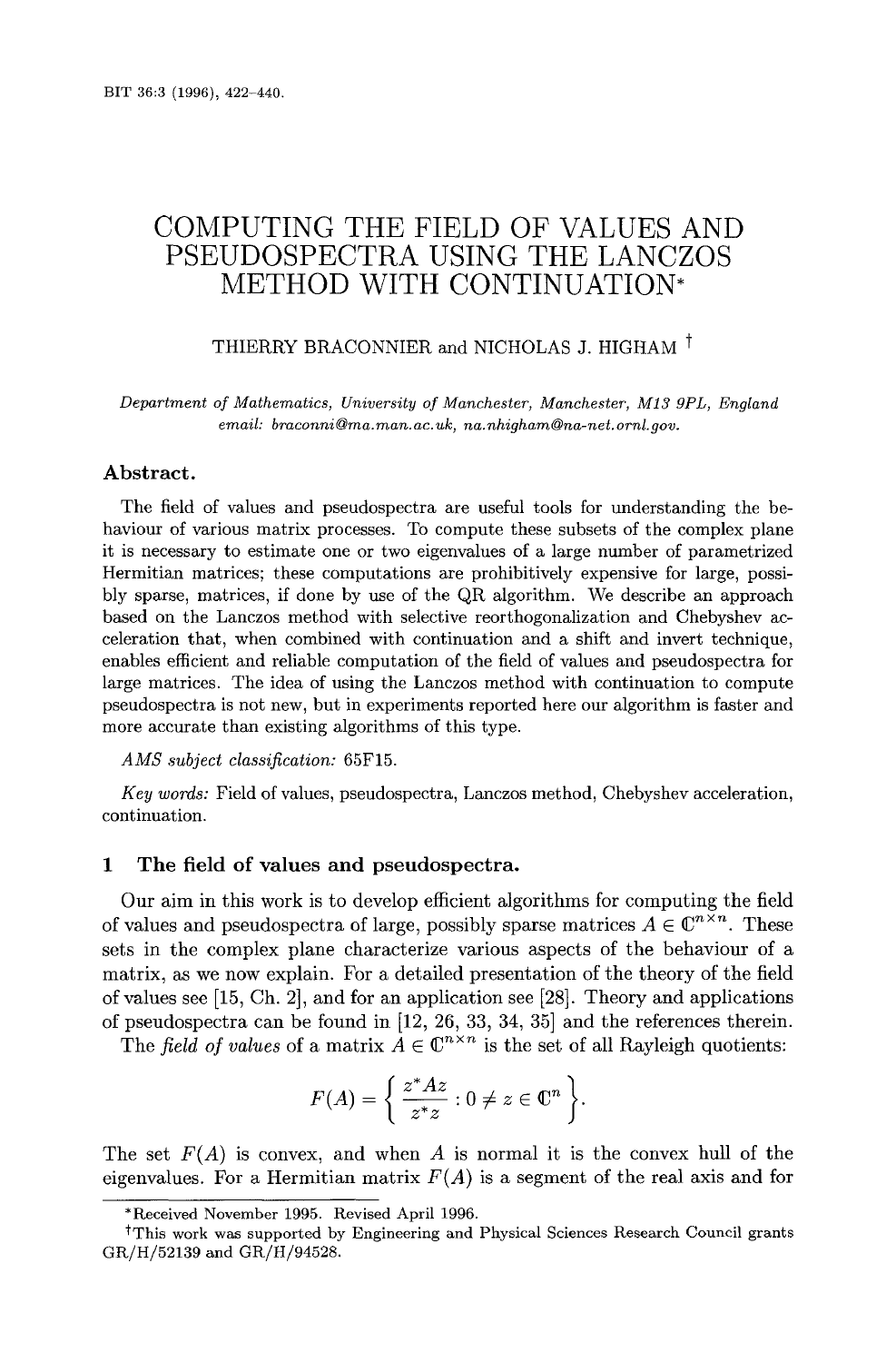# COMPUTING THE FIELD OF VALUES AND PSEUDOSPECTRA USING THE LANCZOS METHOD WITH CONTINUATION*

THIERRY BRACONNIER and NICHOLAS J. HIGHAM †

*Department of Mathematics, University of Manchester, Manchester, M13 9PL, England*
*email: braconni@ma.man.ac.uk, na.nhigham@na-net.ornl.gov.*

## Abstract.

The field of values and pseudospectra are useful tools for understanding the behaviour of various matrix processes. To compute these subsets of the complex plane it is necessary to estimate one or two eigenvalues of a large number of parametrized Hermitian matrices; these computations are prohibitively expensive for large, possibly sparse, matrices, if done by use of the QR algorithm. We describe an approach based on the Lanczos method with selective reorthogonalization and Chebyshev acceleration that, when combined with continuation and a shift and invert technique, enables efficient and reliable computation of the field of values and pseudospectra for large matrices. The idea of using the Lanczos method with continuation to compute pseudospectra is not new, but in experiments reported here our algorithm is faster and more accurate than existing algorithms of this type.

*AMS subject classification:* 65F15.

*Key words:* Field of values, pseudospectra, Lanczos method, Chebyshev acceleration, continuation.

## 1 The field of values and pseudospectra.

Our aim in this work is to develop efficient algorithms for computing the field of values and pseudospectra of large, possibly sparse matrices $A \in \mathbb{C}^{n\times n}$. These sets in the complex plane characterize various aspects of the behaviour of a matrix, as we now explain. For a detailed presentation of the theory of the field of values see [15, Ch. 2], and for an application see [28]. Theory and applications of pseudospectra can be found in [12, 26, 33, 34, 35] and the references therein.

The *field of values* of a matrix $A \in \mathbb{C}^{n\times n}$ is the set of all Rayleigh quotients:

$$F(A) = \left\{ \frac{z^*Az}{z^*z} : 0 \neq z \in \mathbb{C}^n \right\}.$$

The set $F(A)$ is convex, and when $A$ is normal it is the convex hull of the eigenvalues. For a Hermitian matrix $F(A)$ is a segment of the real axis and for

---

*Received November 1995. Revised April 1996.

†This work was supported by Engineering and Physical Sciences Research Council grants GR/H/52139 and GR/H/94528.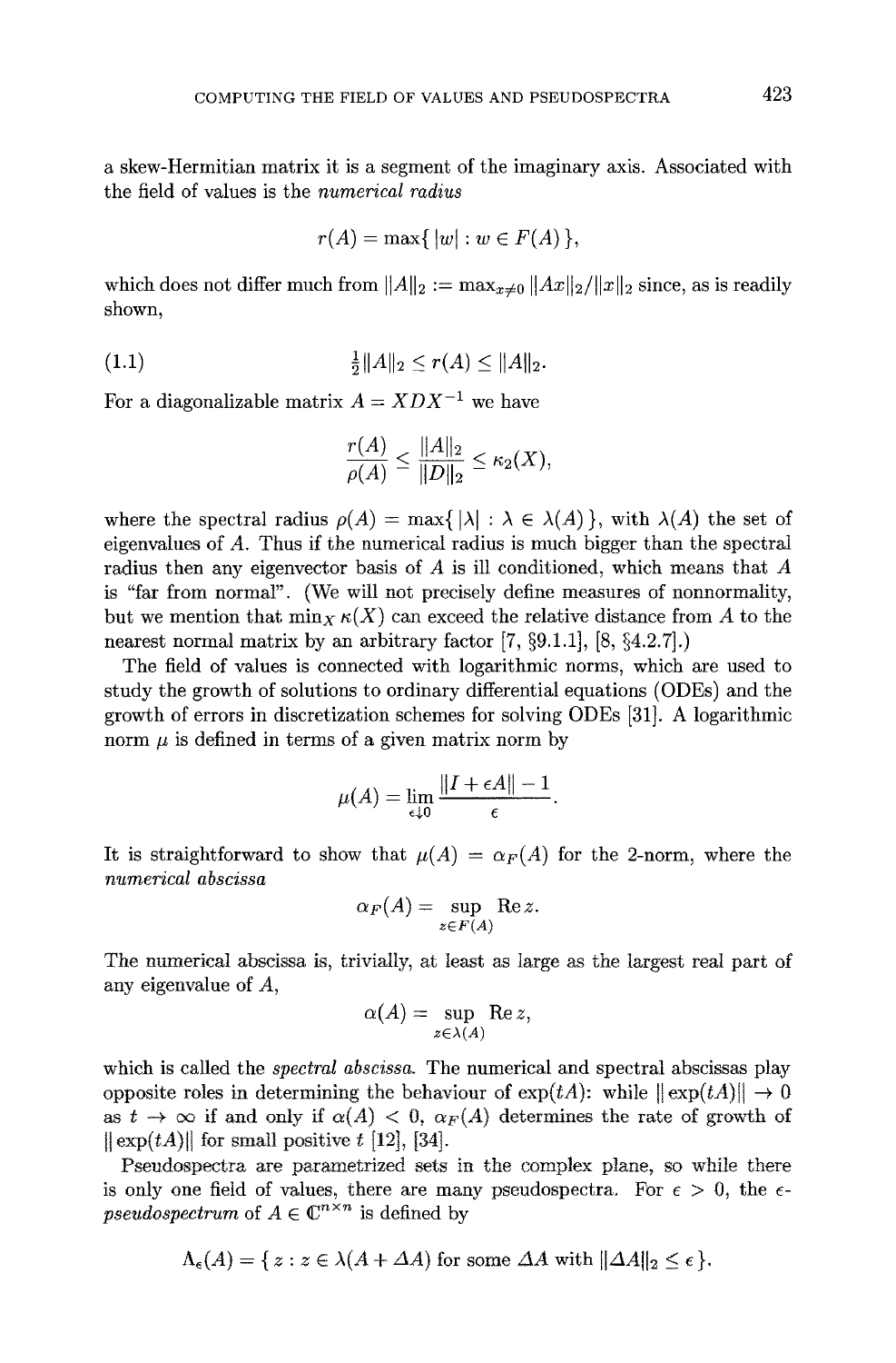a skew-Hermitian matrix it is a segment of the imaginary axis. Associated with the field of values is the *numerical radius*

$$r(A) = \max\{\, |w| : w \in F(A)\,\},$$

which does not differ much from $\|A\|_2 := \max_{x\neq 0} \|Ax\|_2/\|x\|_2$ since, as is readily shown,

$$\tfrac{1}{2}\|A\|_2 \leq r(A) \leq \|A\|_2. \tag{1.1}$$

For a diagonalizable matrix $A = XDX^{-1}$ we have

$$\frac{r(A)}{\rho(A)} \leq \frac{\|A\|_2}{\|D\|_2} \leq \kappa_2(X),$$

where the spectral radius $\rho(A) = \max\{\, |\lambda| : \lambda \in \lambda(A)\,\}$, with $\lambda(A)$ the set of eigenvalues of $A$. Thus if the numerical radius is much bigger than the spectral radius then any eigenvector basis of $A$ is ill conditioned, which means that $A$ is "far from normal". (We will not precisely define measures of nonnormality, but we mention that $\min_X \kappa(X)$ can exceed the relative distance from $A$ to the nearest normal matrix by an arbitrary factor [7, §9.1.1], [8, §4.2.7].)

The field of values is connected with logarithmic norms, which are used to study the growth of solutions to ordinary differential equations (ODEs) and the growth of errors in discretization schemes for solving ODEs [31]. A logarithmic norm $\mu$ is defined in terms of a given matrix norm by

$$\mu(A) = \lim_{\epsilon \downarrow 0} \frac{\|I + \epsilon A\| - 1}{\epsilon}.$$

It is straightforward to show that $\mu(A) = \alpha_F(A)$ for the 2-norm, where the *numerical abscissa*

$$\alpha_F(A) = \sup_{z \in F(A)} \operatorname{Re} z.$$

The numerical abscissa is, trivially, at least as large as the largest real part of any eigenvalue of $A$,

$$\alpha(A) = \sup_{z \in \lambda(A)} \operatorname{Re} z,$$

which is called the *spectral abscissa*. The numerical and spectral abscissas play opposite roles in determining the behaviour of $\exp(tA)$: while $\|\exp(tA)\| \to 0$ as $t \to \infty$ if and only if $\alpha(A) < 0$, $\alpha_F(A)$ determines the rate of growth of $\|\exp(tA)\|$ for small positive $t$ [12], [34].

Pseudospectra are parametrized sets in the complex plane, so while there is only one field of values, there are many pseudospectra. For $\epsilon > 0$, the $\epsilon$-*pseudospectrum* of $A \in \mathbb{C}^{n\times n}$ is defined by

$$\Lambda_\epsilon(A) = \{\, z : z \in \lambda(A + \Delta A) \text{ for some } \Delta A \text{ with } \|\Delta A\|_2 \leq \epsilon\,\}.$$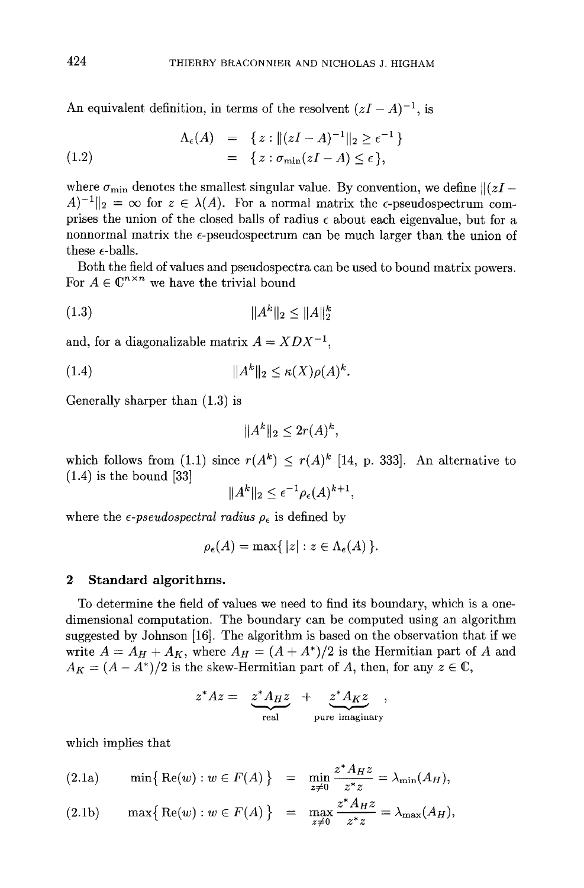An equivalent definition, in terms of the resolvent $(zI - A)^{-1}$, is

$$
\begin{aligned}
\Lambda_\epsilon(A) &= \{ z : \|(zI - A)^{-1}\|_2 \geq \epsilon^{-1} \} \\
&= \{ z : \sigma_{\min}(zI - A) \leq \epsilon \}, \qquad (1.2)
\end{aligned}
$$

where $\sigma_{\min}$ denotes the smallest singular value. By convention, we define $\|(zI - A)^{-1}\|_2 = \infty$ for $z \in \lambda(A)$. For a normal matrix the $\epsilon$-pseudospectrum comprises the union of the closed balls of radius $\epsilon$ about each eigenvalue, but for a nonnormal matrix the $\epsilon$-pseudospectrum can be much larger than the union of these $\epsilon$-balls.

Both the field of values and pseudospectra can be used to bound matrix powers. For $A \in \mathbb{C}^{n \times n}$ we have the trivial bound

$$
\|A^k\|_2 \leq \|A\|_2^k \qquad (1.3)
$$

and, for a diagonalizable matrix $A = XDX^{-1}$,

$$
\|A^k\|_2 \leq \kappa(X)\rho(A)^k. \qquad (1.4)
$$

Generally sharper than (1.3) is

$$
\|A^k\|_2 \leq 2r(A)^k,
$$

which follows from (1.1) since $r(A^k) \leq r(A)^k$ [14, p. 333]. An alternative to (1.4) is the bound [33]

$$
\|A^k\|_2 \leq \epsilon^{-1}\rho_\epsilon(A)^{k+1},
$$

where the *$\epsilon$-pseudospectral radius* $\rho_\epsilon$ is defined by

$$
\rho_\epsilon(A) = \max\{ |z| : z \in \Lambda_\epsilon(A) \}.
$$

## 2 Standard algorithms.

To determine the field of values we need to find its boundary, which is a one-dimensional computation. The boundary can be computed using an algorithm suggested by Johnson [16]. The algorithm is based on the observation that if we write $A = A_H + A_K$, where $A_H = (A + A^*)/2$ is the Hermitian part of $A$ and $A_K = (A - A^*)/2$ is the skew-Hermitian part of $A$, then, for any $z \in \mathbb{C}$,

$$
z^*Az = \underbrace{z^*A_Hz}_{\text{real}} + \underbrace{z^*A_Kz}_{\text{pure imaginary}},
$$

which implies that

$$
\min\{ \mathrm{Re}(w) : w \in F(A) \} = \min_{z \neq 0} \frac{z^*A_Hz}{z^*z} = \lambda_{\min}(A_H), \qquad (2.1a)
$$

$$
\max\{ \mathrm{Re}(w) : w \in F(A) \} = \max_{z \neq 0} \frac{z^*A_Hz}{z^*z} = \lambda_{\max}(A_H), \qquad (2.1b)
$$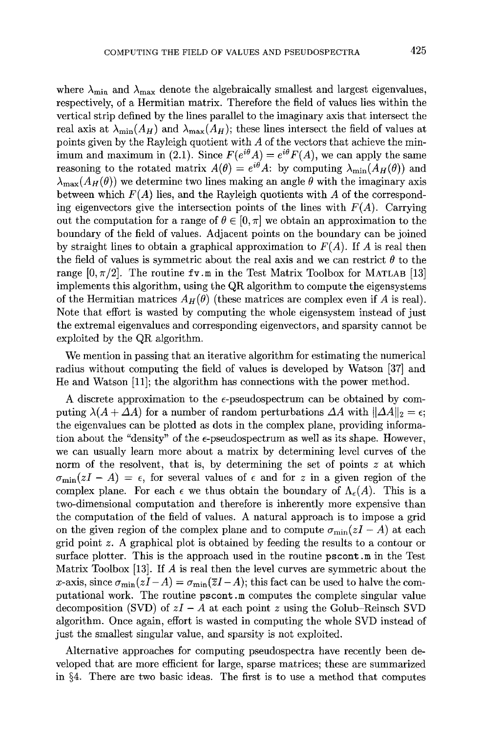where $\lambda_{\min}$ and $\lambda_{\max}$ denote the algebraically smallest and largest eigenvalues, respectively, of a Hermitian matrix. Therefore the field of values lies within the vertical strip defined by the lines parallel to the imaginary axis that intersect the real axis at $\lambda_{\min}(A_H)$ and $\lambda_{\max}(A_H)$; these lines intersect the field of values at points given by the Rayleigh quotient with $A$ of the vectors that achieve the minimum and maximum in (2.1). Since $F(e^{i\theta}A) = e^{i\theta}F(A)$, we can apply the same reasoning to the rotated matrix $A(\theta) = e^{i\theta}A$: by computing $\lambda_{\min}(A_H(\theta))$ and $\lambda_{\max}(A_H(\theta))$ we determine two lines making an angle $\theta$ with the imaginary axis between which $F(A)$ lies, and the Rayleigh quotients with $A$ of the corresponding eigenvectors give the intersection points of the lines with $F(A)$. Carrying out the computation for a range of $\theta \in [0, \pi]$ we obtain an approximation to the boundary of the field of values. Adjacent points on the boundary can be joined by straight lines to obtain a graphical approximation to $F(A)$. If $A$ is real then the field of values is symmetric about the real axis and we can restrict $\theta$ to the range $[0, \pi/2]$. The routine fv.m in the Test Matrix Toolbox for MATLAB [13] implements this algorithm, using the QR algorithm to compute the eigensystems of the Hermitian matrices $A_H(\theta)$ (these matrices are complex even if $A$ is real). Note that effort is wasted by computing the whole eigensystem instead of just the extremal eigenvalues and corresponding eigenvectors, and sparsity cannot be exploited by the QR algorithm.

We mention in passing that an iterative algorithm for estimating the numerical radius without computing the field of values is developed by Watson [37] and He and Watson [11]; the algorithm has connections with the power method.

A discrete approximation to the $\epsilon$-pseudospectrum can be obtained by computing $\lambda(A + \Delta A)$ for a number of random perturbations $\Delta A$ with $\|\Delta A\|_2 = \epsilon$; the eigenvalues can be plotted as dots in the complex plane, providing information about the "density" of the $\epsilon$-pseudospectrum as well as its shape. However, we can usually learn more about a matrix by determining level curves of the norm of the resolvent, that is, by determining the set of points $z$ at which $\sigma_{\min}(zI - A) = \epsilon$, for several values of $\epsilon$ and for $z$ in a given region of the complex plane. For each $\epsilon$ we thus obtain the boundary of $\Lambda_\epsilon(A)$. This is a two-dimensional computation and therefore is inherently more expensive than the computation of the field of values. A natural approach is to impose a grid on the given region of the complex plane and to compute $\sigma_{\min}(zI - A)$ at each grid point $z$. A graphical plot is obtained by feeding the results to a contour or surface plotter. This is the approach used in the routine pscont.m in the Test Matrix Toolbox [13]. If $A$ is real then the level curves are symmetric about the $x$-axis, since $\sigma_{\min}(zI - A) = \sigma_{\min}(\bar{z}I - A)$; this fact can be used to halve the computational work. The routine pscont.m computes the complete singular value decomposition (SVD) of $zI - A$ at each point $z$ using the Golub–Reinsch SVD algorithm. Once again, effort is wasted in computing the whole SVD instead of just the smallest singular value, and sparsity is not exploited.

Alternative approaches for computing pseudospectra have recently been developed that are more efficient for large, sparse matrices; these are summarized in §4. There are two basic ideas. The first is to use a method that computes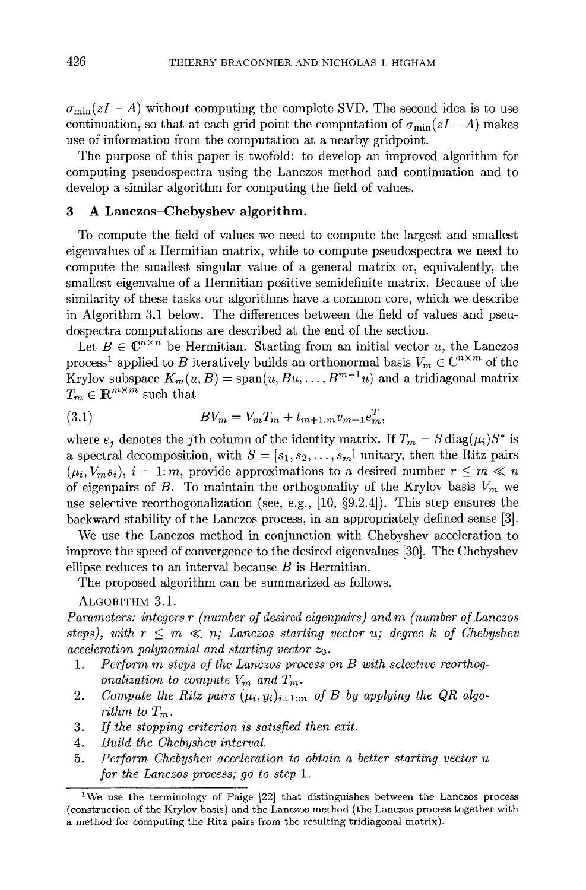$\sigma_{\min}(zI - A)$ without computing the complete SVD. The second idea is to use continuation, so that at each grid point the computation of $\sigma_{\min}(zI - A)$ makes use of information from the computation at a nearby gridpoint.

The purpose of this paper is twofold: to develop an improved algorithm for computing pseudospectra using the Lanczos method and continuation and to develop a similar algorithm for computing the field of values.

## 3 A Lanczos–Chebyshev algorithm.

To compute the field of values we need to compute the largest and smallest eigenvalues of a Hermitian matrix, while to compute pseudospectra we need to compute the smallest singular value of a general matrix or, equivalently, the smallest eigenvalue of a Hermitian positive semidefinite matrix. Because of the similarity of these tasks our algorithms have a common core, which we describe in Algorithm 3.1 below. The differences between the field of values and pseudospectra computations are described at the end of the section.

Let $B \in \mathbb{C}^{n \times n}$ be Hermitian. Starting from an initial vector $u$, the Lanczos process[1] applied to $B$ iteratively builds an orthonormal basis $V_m \in \mathbb{C}^{n \times m}$ of the Krylov subspace $K_m(u, B) = \text{span}(u, Bu, \ldots, B^{m-1}u)$ and a tridiagonal matrix $T_m \in \mathbb{R}^{m \times m}$ such that

$$BV_m = V_m T_m + t_{m+1,m} v_{m+1} e_m^T, \tag{3.1}$$

where $e_j$ denotes the $j$th column of the identity matrix. If $T_m = S \operatorname{diag}(\mu_i) S^*$ is a spectral decomposition, with $S = [s_1, s_2, \ldots, s_m]$ unitary, then the Ritz pairs $(\mu_i, V_m s_i)$, $i = 1{:}\,m$, provide approximations to a desired number $r \leq m \ll n$ of eigenpairs of $B$. To maintain the orthogonality of the Krylov basis $V_m$ we use selective reorthogonalization (see, e.g., [10, §9.2.4]). This step ensures the backward stability of the Lanczos process, in an appropriately defined sense [3].

We use the Lanczos method in conjunction with Chebyshev acceleration to improve the speed of convergence to the desired eigenvalues [30]. The Chebyshev ellipse reduces to an interval because $B$ is Hermitian.

The proposed algorithm can be summarized as follows.

ALGORITHM 3.1.
*Parameters: integers $r$ (number of desired eigenpairs) and $m$ (number of Lanczos steps), with $r \leq m \ll n$; Lanczos starting vector $u$; degree $k$ of Chebyshev acceleration polynomial and starting vector $z_0$.*

1. *Perform $m$ steps of the Lanczos process on $B$ with selective reorthogonalization to compute $V_m$ and $T_m$.*
2. *Compute the Ritz pairs $(\mu_i, y_i)_{i=1:m}$ of $B$ by applying the QR algorithm to $T_m$.*
3. *If the stopping criterion is satisfied then exit.*
4. *Build the Chebyshev interval.*
5. *Perform Chebyshev acceleration to obtain a better starting vector $u$ for the Lanczos process; go to step 1.*

[1] We use the terminology of Paige [22] that distinguishes between the Lanczos process (construction of the Krylov basis) and the Lanczos method (the Lanczos process together with a method for computing the Ritz pairs from the resulting tridiagonal matrix).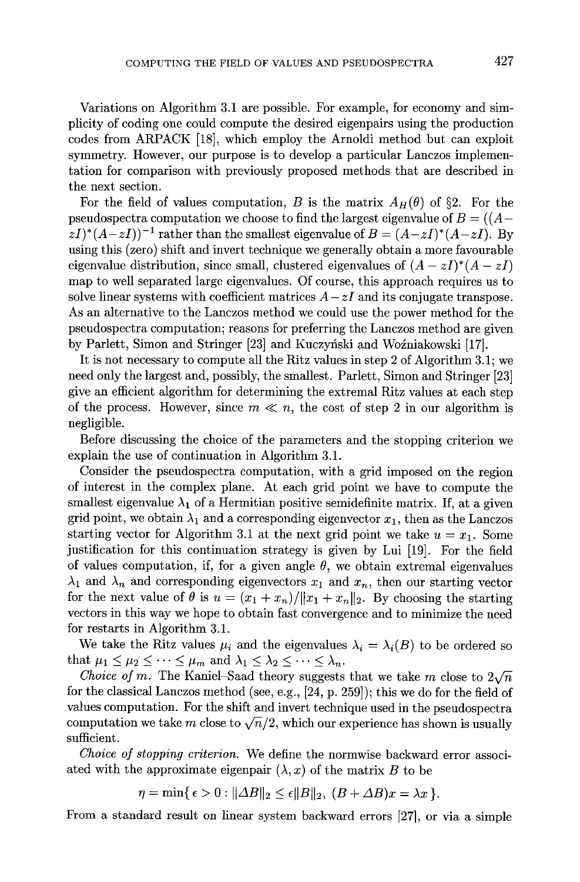Variations on Algorithm 3.1 are possible. For example, for economy and simplicity of coding one could compute the desired eigenpairs using the production codes from ARPACK [18], which employ the Arnoldi method but can exploit symmetry. However, our purpose is to develop a particular Lanczos implementation for comparison with previously proposed methods that are described in the next section.

For the field of values computation, $B$ is the matrix $A_H(\theta)$ of §2. For the pseudospectra computation we choose to find the largest eigenvalue of $B = ((A - zI)^*(A-zI))^{-1}$ rather than the smallest eigenvalue of $B = (A-zI)^*(A-zI)$. By using this (zero) shift and invert technique we generally obtain a more favourable eigenvalue distribution, since small, clustered eigenvalues of $(A - zI)^*(A - zI)$ map to well separated large eigenvalues. Of course, this approach requires us to solve linear systems with coefficient matrices $A - zI$ and its conjugate transpose. As an alternative to the Lanczos method we could use the power method for the pseudospectra computation; reasons for preferring the Lanczos method are given by Parlett, Simon and Stringer [23] and Kuczyński and Woźniakowski [17].

It is not necessary to compute all the Ritz values in step 2 of Algorithm 3.1; we need only the largest and, possibly, the smallest. Parlett, Simon and Stringer [23] give an efficient algorithm for determining the extremal Ritz values at each step of the process. However, since $m \ll n$, the cost of step 2 in our algorithm is negligible.

Before discussing the choice of the parameters and the stopping criterion we explain the use of continuation in Algorithm 3.1.

Consider the pseudospectra computation, with a grid imposed on the region of interest in the complex plane. At each grid point we have to compute the smallest eigenvalue $\lambda_1$ of a Hermitian positive semidefinite matrix. If, at a given grid point, we obtain $\lambda_1$ and a corresponding eigenvector $x_1$, then as the Lanczos starting vector for Algorithm 3.1 at the next grid point we take $u = x_1$. Some justification for this continuation strategy is given by Lui [19]. For the field of values computation, if, for a given angle $\theta$, we obtain extremal eigenvalues $\lambda_1$ and $\lambda_n$ and corresponding eigenvectors $x_1$ and $x_n$, then our starting vector for the next value of $\theta$ is $u = (x_1 + x_n)/\|x_1 + x_n\|_2$. By choosing the starting vectors in this way we hope to obtain fast convergence and to minimize the need for restarts in Algorithm 3.1.

We take the Ritz values $\mu_i$ and the eigenvalues $\lambda_i = \lambda_i(B)$ to be ordered so that $\mu_1 \le \mu_2 \le \cdots \le \mu_m$ and $\lambda_1 \le \lambda_2 \le \cdots \le \lambda_n$.

*Choice of m.* The Kaniel–Saad theory suggests that we take $m$ close to $2\sqrt{n}$ for the classical Lanczos method (see, e.g., [24, p. 259]); this we do for the field of values computation. For the shift and invert technique used in the pseudospectra computation we take $m$ close to $\sqrt{n}/2$, which our experience has shown is usually sufficient.

*Choice of stopping criterion.* We define the normwise backward error associated with the approximate eigenpair $(\lambda, x)$ of the matrix $B$ to be

$$\eta = \min\{\, \epsilon > 0 : \|\Delta B\|_2 \le \epsilon \|B\|_2,\ (B + \Delta B)x = \lambda x \,\}.$$

From a standard result on linear system backward errors [27], or via a simple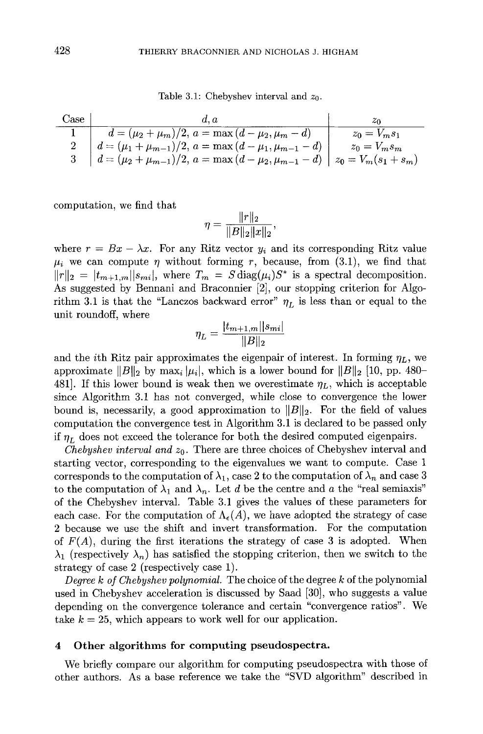Table 3.1: Chebyshev interval and $z_0$.

| Case | $d, a$ | $z_0$ |
|---|---|---|
| 1 | $d = (\mu_2 + \mu_m)/2$, $a = \max(d - \mu_2, \mu_m - d)$ | $z_0 = V_m s_1$ |
| 2 | $d = (\mu_1 + \mu_{m-1})/2$, $a = \max(d - \mu_1, \mu_{m-1} - d)$ | $z_0 = V_m s_m$ |
| 3 | $d = (\mu_2 + \mu_{m-1})/2$, $a = \max(d - \mu_2, \mu_{m-1} - d)$ | $z_0 = V_m(s_1 + s_m)$ |

computation, we find that

$$\eta = \frac{\|r\|_2}{\|B\|_2 \|x\|_2},$$

where $r = Bx - \lambda x$. For any Ritz vector $y_i$ and its corresponding Ritz value $\mu_i$ we can compute $\eta$ without forming $r$, because, from (3.1), we find that $\|r\|_2 = |t_{m+1,m}||s_{mi}|$, where $T_m = S \operatorname{diag}(\mu_i) S^*$ is a spectral decomposition. As suggested by Bennani and Braconnier [2], our stopping criterion for Algorithm 3.1 is that the "Lanczos backward error" $\eta_L$ is less than or equal to the unit roundoff, where

$$\eta_L = \frac{|t_{m+1,m}||s_{mi}|}{\|B\|_2}$$

and the $i$th Ritz pair approximates the eigenpair of interest. In forming $\eta_L$, we approximate $\|B\|_2$ by $\max_i |\mu_i|$, which is a lower bound for $\|B\|_2$ [10, pp. 480–481]. If this lower bound is weak then we overestimate $\eta_L$, which is acceptable since Algorithm 3.1 has not converged, while close to convergence the lower bound is, necessarily, a good approximation to $\|B\|_2$. For the field of values computation the convergence test in Algorithm 3.1 is declared to be passed only if $\eta_L$ does not exceed the tolerance for both the desired computed eigenpairs.

*Chebyshev interval and $z_0$.* There are three choices of Chebyshev interval and starting vector, corresponding to the eigenvalues we want to compute. Case 1 corresponds to the computation of $\lambda_1$, case 2 to the computation of $\lambda_n$ and case 3 to the computation of $\lambda_1$ and $\lambda_n$. Let $d$ be the centre and $a$ the "real semiaxis" of the Chebyshev interval. Table 3.1 gives the values of these parameters for each case. For the computation of $\Lambda_\epsilon(A)$, we have adopted the strategy of case 2 because we use the shift and invert transformation. For the computation of $F(A)$, during the first iterations the strategy of case 3 is adopted. When $\lambda_1$ (respectively $\lambda_n$) has satisfied the stopping criterion, then we switch to the strategy of case 2 (respectively case 1).

*Degree $k$ of Chebyshev polynomial.* The choice of the degree $k$ of the polynomial used in Chebyshev acceleration is discussed by Saad [30], who suggests a value depending on the convergence tolerance and certain "convergence ratios". We take $k = 25$, which appears to work well for our application.

## 4 Other algorithms for computing pseudospectra.

We briefly compare our algorithm for computing pseudospectra with those of other authors. As a base reference we take the "SVD algorithm" described in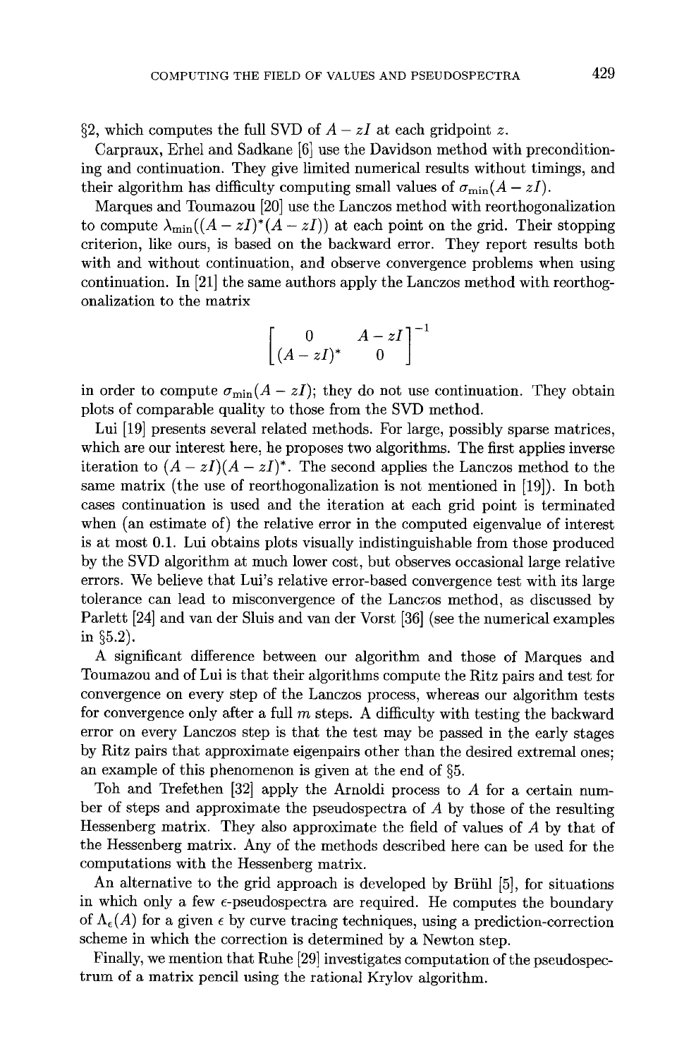§2, which computes the full SVD of $A - zI$ at each gridpoint $z$.

Carpraux, Erhel and Sadkane [6] use the Davidson method with preconditioning and continuation. They give limited numerical results without timings, and their algorithm has difficulty computing small values of $\sigma_{\min}(A - zI)$.

Marques and Toumazou [20] use the Lanczos method with reorthogonalization to compute $\lambda_{\min}((A - zI)^*(A - zI))$ at each point on the grid. Their stopping criterion, like ours, is based on the backward error. They report results both with and without continuation, and observe convergence problems when using continuation. In [21] the same authors apply the Lanczos method with reorthogonalization to the matrix

$$\begin{bmatrix} 0 & A - zI \\ (A - zI)^* & 0 \end{bmatrix}^{-1}$$

in order to compute $\sigma_{\min}(A - zI)$; they do not use continuation. They obtain plots of comparable quality to those from the SVD method.

Lui [19] presents several related methods. For large, possibly sparse matrices, which are our interest here, he proposes two algorithms. The first applies inverse iteration to $(A - zI)(A - zI)^*$. The second applies the Lanczos method to the same matrix (the use of reorthogonalization is not mentioned in [19]). In both cases continuation is used and the iteration at each grid point is terminated when (an estimate of) the relative error in the computed eigenvalue of interest is at most 0.1. Lui obtains plots visually indistinguishable from those produced by the SVD algorithm at much lower cost, but observes occasional large relative errors. We believe that Lui's relative error-based convergence test with its large tolerance can lead to misconvergence of the Lanczos method, as discussed by Parlett [24] and van der Sluis and van der Vorst [36] (see the numerical examples in §5.2).

A significant difference between our algorithm and those of Marques and Toumazou and of Lui is that their algorithms compute the Ritz pairs and test for convergence on every step of the Lanczos process, whereas our algorithm tests for convergence only after a full $m$ steps. A difficulty with testing the backward error on every Lanczos step is that the test may be passed in the early stages by Ritz pairs that approximate eigenpairs other than the desired extremal ones; an example of this phenomenon is given at the end of §5.

Toh and Trefethen [32] apply the Arnoldi process to $A$ for a certain number of steps and approximate the pseudospectra of $A$ by those of the resulting Hessenberg matrix. They also approximate the field of values of $A$ by that of the Hessenberg matrix. Any of the methods described here can be used for the computations with the Hessenberg matrix.

An alternative to the grid approach is developed by Brühl [5], for situations in which only a few $\epsilon$-pseudospectra are required. He computes the boundary of $\Lambda_\epsilon(A)$ for a given $\epsilon$ by curve tracing techniques, using a prediction-correction scheme in which the correction is determined by a Newton step.

Finally, we mention that Ruhe [29] investigates computation of the pseudospectrum of a matrix pencil using the rational Krylov algorithm.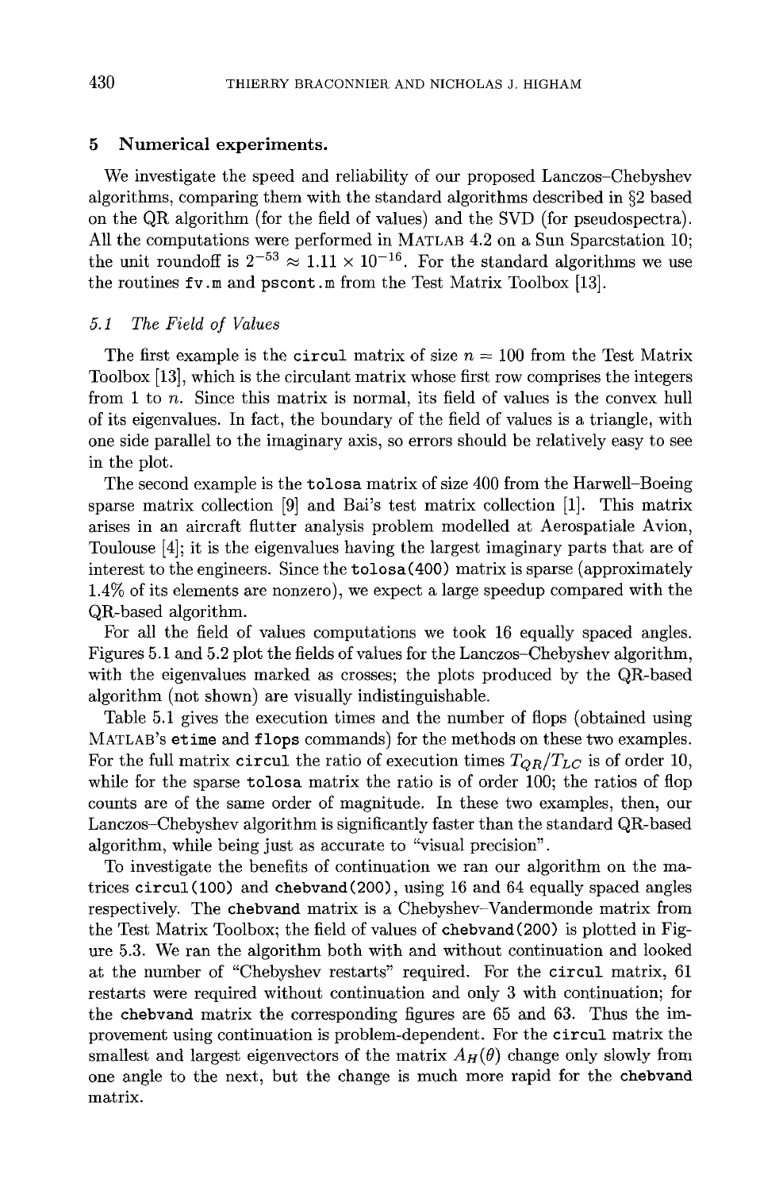## 5 Numerical experiments.

We investigate the speed and reliability of our proposed Lanczos–Chebyshev algorithms, comparing them with the standard algorithms described in §2 based on the QR algorithm (for the field of values) and the SVD (for pseudospectra). All the computations were performed in MATLAB 4.2 on a Sun Sparcstation 10; the unit roundoff is $2^{-53} \approx 1.11 \times 10^{-16}$. For the standard algorithms we use the routines `fv.m` and `pscont.m` from the Test Matrix Toolbox [13].

### 5.1 *The Field of Values*

The first example is the `circul` matrix of size $n = 100$ from the Test Matrix Toolbox [13], which is the circulant matrix whose first row comprises the integers from 1 to $n$. Since this matrix is normal, its field of values is the convex hull of its eigenvalues. In fact, the boundary of the field of values is a triangle, with one side parallel to the imaginary axis, so errors should be relatively easy to see in the plot.

The second example is the `tolosa` matrix of size 400 from the Harwell–Boeing sparse matrix collection [9] and Bai's test matrix collection [1]. This matrix arises in an aircraft flutter analysis problem modelled at Aerospatiale Avion, Toulouse [4]; it is the eigenvalues having the largest imaginary parts that are of interest to the engineers. Since the `tolosa(400)` matrix is sparse (approximately 1.4% of its elements are nonzero), we expect a large speedup compared with the QR-based algorithm.

For all the field of values computations we took 16 equally spaced angles. Figures 5.1 and 5.2 plot the fields of values for the Lanczos–Chebyshev algorithm, with the eigenvalues marked as crosses; the plots produced by the QR-based algorithm (not shown) are visually indistinguishable.

Table 5.1 gives the execution times and the number of flops (obtained using MATLAB's `etime` and `flops` commands) for the methods on these two examples. For the full matrix `circul` the ratio of execution times $T_{QR}/T_{LC}$ is of order 10, while for the sparse `tolosa` matrix the ratio is of order 100; the ratios of flop counts are of the same order of magnitude. In these two examples, then, our Lanczos–Chebyshev algorithm is significantly faster than the standard QR-based algorithm, while being just as accurate to "visual precision".

To investigate the benefits of continuation we ran our algorithm on the matrices `circul(100)` and `chebvand(200)`, using 16 and 64 equally spaced angles respectively. The `chebvand` matrix is a Chebyshev–Vandermonde matrix from the Test Matrix Toolbox; the field of values of `chebvand(200)` is plotted in Figure 5.3. We ran the algorithm both with and without continuation and looked at the number of "Chebyshev restarts" required. For the `circul` matrix, 61 restarts were required without continuation and only 3 with continuation; for the `chebvand` matrix the corresponding figures are 65 and 63. Thus the improvement using continuation is problem-dependent. For the `circul` matrix the smallest and largest eigenvectors of the matrix $A_H(\theta)$ change only slowly from one angle to the next, but the change is much more rapid for the `chebvand` matrix.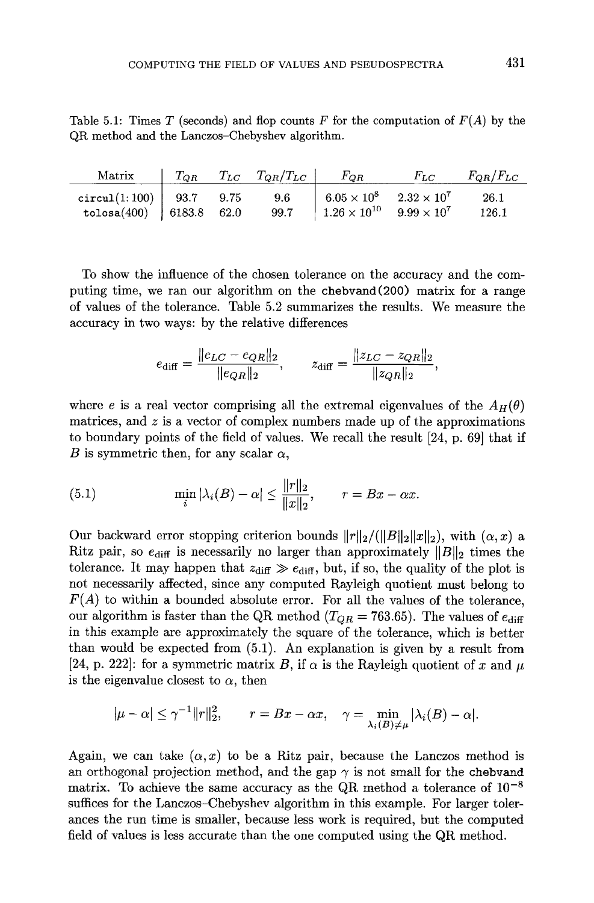Table 5.1: Times $T$ (seconds) and flop counts $F$ for the computation of $F(A)$ by the QR method and the Lanczos–Chebyshev algorithm.

| Matrix | $T_{QR}$ | $T_{LC}$ | $T_{QR}/T_{LC}$ | $F_{QR}$ | $F_{LC}$ | $F_{QR}/F_{LC}$ |
|---|---|---|---|---|---|---|
| circul(1:100) | 93.7 | 9.75 | 9.6 | $6.05 \times 10^8$ | $2.32 \times 10^7$ | 26.1 |
| tolosa(400) | 6183.8 | 62.0 | 99.7 | $1.26 \times 10^{10}$ | $9.99 \times 10^7$ | 126.1 |

To show the influence of the chosen tolerance on the accuracy and the computing time, we ran our algorithm on the chebvand(200) matrix for a range of values of the tolerance. Table 5.2 summarizes the results. We measure the accuracy in two ways: by the relative differences

$$e_{\text{diff}} = \frac{\|e_{LC} - e_{QR}\|_2}{\|e_{QR}\|_2}, \qquad z_{\text{diff}} = \frac{\|z_{LC} - z_{QR}\|_2}{\|z_{QR}\|_2},$$

where $e$ is a real vector comprising all the extremal eigenvalues of the $A_H(\theta)$ matrices, and $z$ is a vector of complex numbers made up of the approximations to boundary points of the field of values. We recall the result [24, p. 69] that if $B$ is symmetric then, for any scalar $\alpha$,

$$\min_i |\lambda_i(B) - \alpha| \leq \frac{\|r\|_2}{\|x\|_2}, \qquad r = Bx - \alpha x. \tag{5.1}$$

Our backward error stopping criterion bounds $\|r\|_2/(\|B\|_2\|x\|_2)$, with $(\alpha, x)$ a Ritz pair, so $e_{\text{diff}}$ is necessarily no larger than approximately $\|B\|_2$ times the tolerance. It may happen that $z_{\text{diff}} \gg e_{\text{diff}}$, but, if so, the quality of the plot is not necessarily affected, since any computed Rayleigh quotient must belong to $F(A)$ to within a bounded absolute error. For all the values of the tolerance, our algorithm is faster than the QR method ($T_{QR} = 763.65$). The values of $e_{\text{diff}}$ in this example are approximately the square of the tolerance, which is better than would be expected from (5.1). An explanation is given by a result from [24, p. 222]: for a symmetric matrix $B$, if $\alpha$ is the Rayleigh quotient of $x$ and $\mu$ is the eigenvalue closest to $\alpha$, then

$$|\mu - \alpha| \leq \gamma^{-1}\|r\|_2^2, \qquad r = Bx - \alpha x, \quad \gamma = \min_{\lambda_i(B) \neq \mu} |\lambda_i(B) - \alpha|.$$

Again, we can take $(\alpha, x)$ to be a Ritz pair, because the Lanczos method is an orthogonal projection method, and the gap $\gamma$ is not small for the chebvand matrix. To achieve the same accuracy as the QR method a tolerance of $10^{-8}$ suffices for the Lanczos–Chebyshev algorithm in this example. For larger tolerances the run time is smaller, because less work is required, but the computed field of values is less accurate than the one computed using the QR method.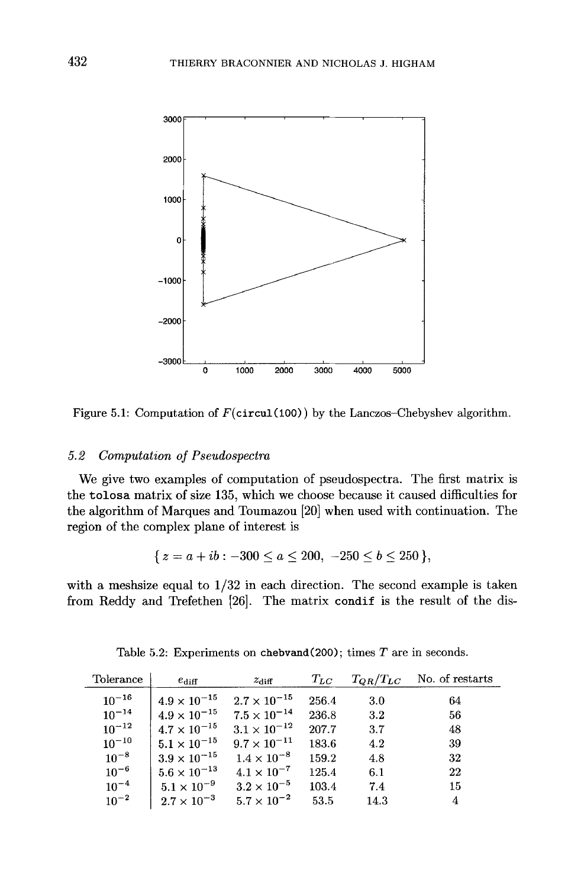Figure 5.1: Computation of $F($`circul(100)`$)$ by the Lanczos–Chebyshev algorithm.

### 5.2 *Computation of Pseudospectra*

We give two examples of computation of pseudospectra. The first matrix is the `tolosa` matrix of size 135, which we choose because it caused difficulties for the algorithm of Marques and Toumazou [20] when used with continuation. The region of the complex plane of interest is

$$\{ z = a + ib : -300 \leq a \leq 200, \ -250 \leq b \leq 250 \},$$

with a meshsize equal to $1/32$ in each direction. The second example is taken from Reddy and Trefethen [26]. The matrix `condif` is the result of the dis-

Table 5.2: Experiments on `chebvand(200)`; times $T$ are in seconds.

| Tolerance | $e_{\text{diff}}$ | $z_{\text{diff}}$ | $T_{LC}$ | $T_{QR}/T_{LC}$ | No. of restarts |
|---|---|---|---|---|---|
| $10^{-16}$ | $4.9 \times 10^{-15}$ | $2.7 \times 10^{-15}$ | 256.4 | 3.0 | 64 |
| $10^{-14}$ | $4.9 \times 10^{-15}$ | $7.5 \times 10^{-14}$ | 236.8 | 3.2 | 56 |
| $10^{-12}$ | $4.7 \times 10^{-15}$ | $3.1 \times 10^{-12}$ | 207.7 | 3.7 | 48 |
| $10^{-10}$ | $5.1 \times 10^{-15}$ | $9.7 \times 10^{-11}$ | 183.6 | 4.2 | 39 |
| $10^{-8}$ | $3.9 \times 10^{-15}$ | $1.4 \times 10^{-8}$ | 159.2 | 4.8 | 32 |
| $10^{-6}$ | $5.6 \times 10^{-13}$ | $4.1 \times 10^{-7}$ | 125.4 | 6.1 | 22 |
| $10^{-4}$ | $5.1 \times 10^{-9}$ | $3.2 \times 10^{-5}$ | 103.4 | 7.4 | 15 |
| $10^{-2}$ | $2.7 \times 10^{-3}$ | $5.7 \times 10^{-2}$ | 53.5 | 14.3 | 4 |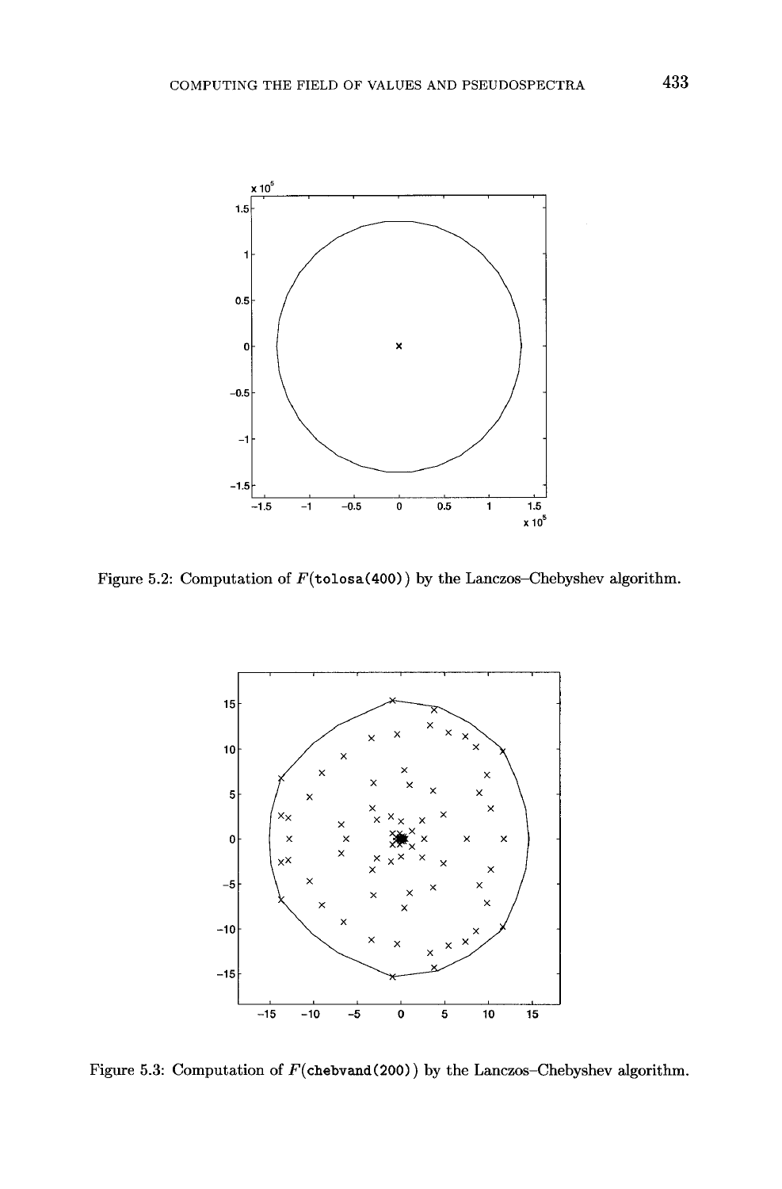Figure 5.2: Computation of $F($`tolosa(400)`$)$ by the Lanczos–Chebyshev algorithm.

Figure 5.3: Computation of $F($`chebvand(200)`$)$ by the Lanczos–Chebyshev algorithm.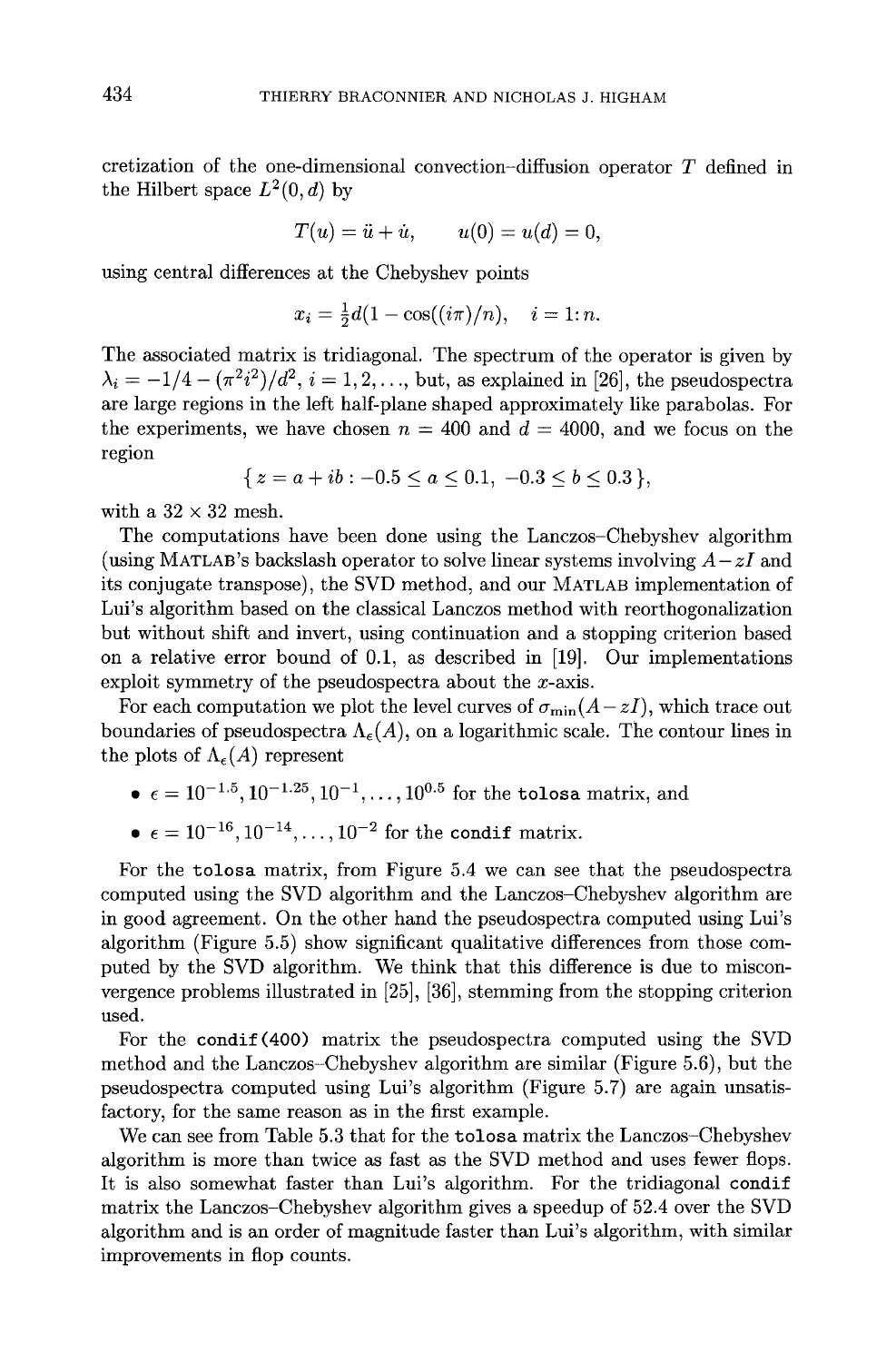cretization of the one-dimensional convection–diffusion operator $T$ defined in the Hilbert space $L^2(0,d)$ by

$$T(u) = \ddot{u} + \dot{u}, \qquad u(0) = u(d) = 0,$$

using central differences at the Chebyshev points

$$x_i = \tfrac{1}{2}d(1 - \cos((i\pi)/n), \quad i = 1\colon n.$$

The associated matrix is tridiagonal. The spectrum of the operator is given by $\lambda_i = -1/4 - (\pi^2 i^2)/d^2$, $i = 1, 2, \ldots$, but, as explained in [26], the pseudospectra are large regions in the left half-plane shaped approximately like parabolas. For the experiments, we have chosen $n = 400$ and $d = 4000$, and we focus on the region

$$\{\, z = a + ib : -0.5 \le a \le 0.1,\ -0.3 \le b \le 0.3 \,\},$$

with a $32 \times 32$ mesh.

The computations have been done using the Lanczos–Chebyshev algorithm (using MATLAB's backslash operator to solve linear systems involving $A - zI$ and its conjugate transpose), the SVD method, and our MATLAB implementation of Lui's algorithm based on the classical Lanczos method with reorthogonalization but without shift and invert, using continuation and a stopping criterion based on a relative error bound of 0.1, as described in [19]. Our implementations exploit symmetry of the pseudospectra about the $x$-axis.

For each computation we plot the level curves of $\sigma_{\min}(A - zI)$, which trace out boundaries of pseudospectra $\Lambda_\epsilon(A)$, on a logarithmic scale. The contour lines in the plots of $\Lambda_\epsilon(A)$ represent

- $\epsilon = 10^{-1.5}, 10^{-1.25}, 10^{-1}, \ldots, 10^{0.5}$ for the `tolosa` matrix, and
- $\epsilon = 10^{-16}, 10^{-14}, \ldots, 10^{-2}$ for the `condif` matrix.

For the `tolosa` matrix, from Figure 5.4 we can see that the pseudospectra computed using the SVD algorithm and the Lanczos–Chebyshev algorithm are in good agreement. On the other hand the pseudospectra computed using Lui's algorithm (Figure 5.5) show significant qualitative differences from those computed by the SVD algorithm. We think that this difference is due to misconvergence problems illustrated in [25], [36], stemming from the stopping criterion used.

For the `condif(400)` matrix the pseudospectra computed using the SVD method and the Lanczos–Chebyshev algorithm are similar (Figure 5.6), but the pseudospectra computed using Lui's algorithm (Figure 5.7) are again unsatisfactory, for the same reason as in the first example.

We can see from Table 5.3 that for the `tolosa` matrix the Lanczos–Chebyshev algorithm is more than twice as fast as the SVD method and uses fewer flops. It is also somewhat faster than Lui's algorithm. For the tridiagonal `condif` matrix the Lanczos–Chebyshev algorithm gives a speedup of 52.4 over the SVD algorithm and is an order of magnitude faster than Lui's algorithm, with similar improvements in flop counts.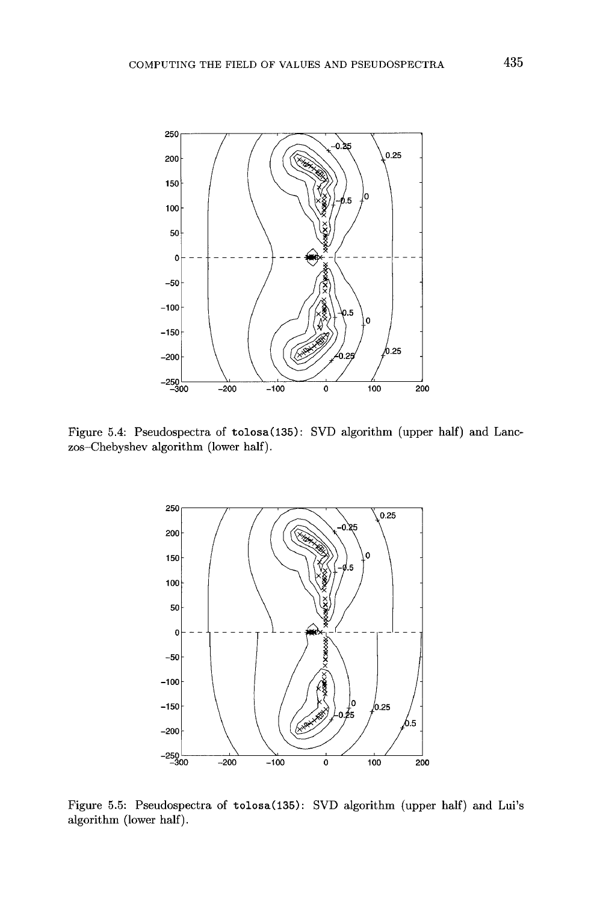Figure 5.4: Pseudospectra of `tolosa(135)`: SVD algorithm (upper half) and Lanczos–Chebyshev algorithm (lower half).

Figure 5.5: Pseudospectra of `tolosa(135)`: SVD algorithm (upper half) and Lui's algorithm (lower half).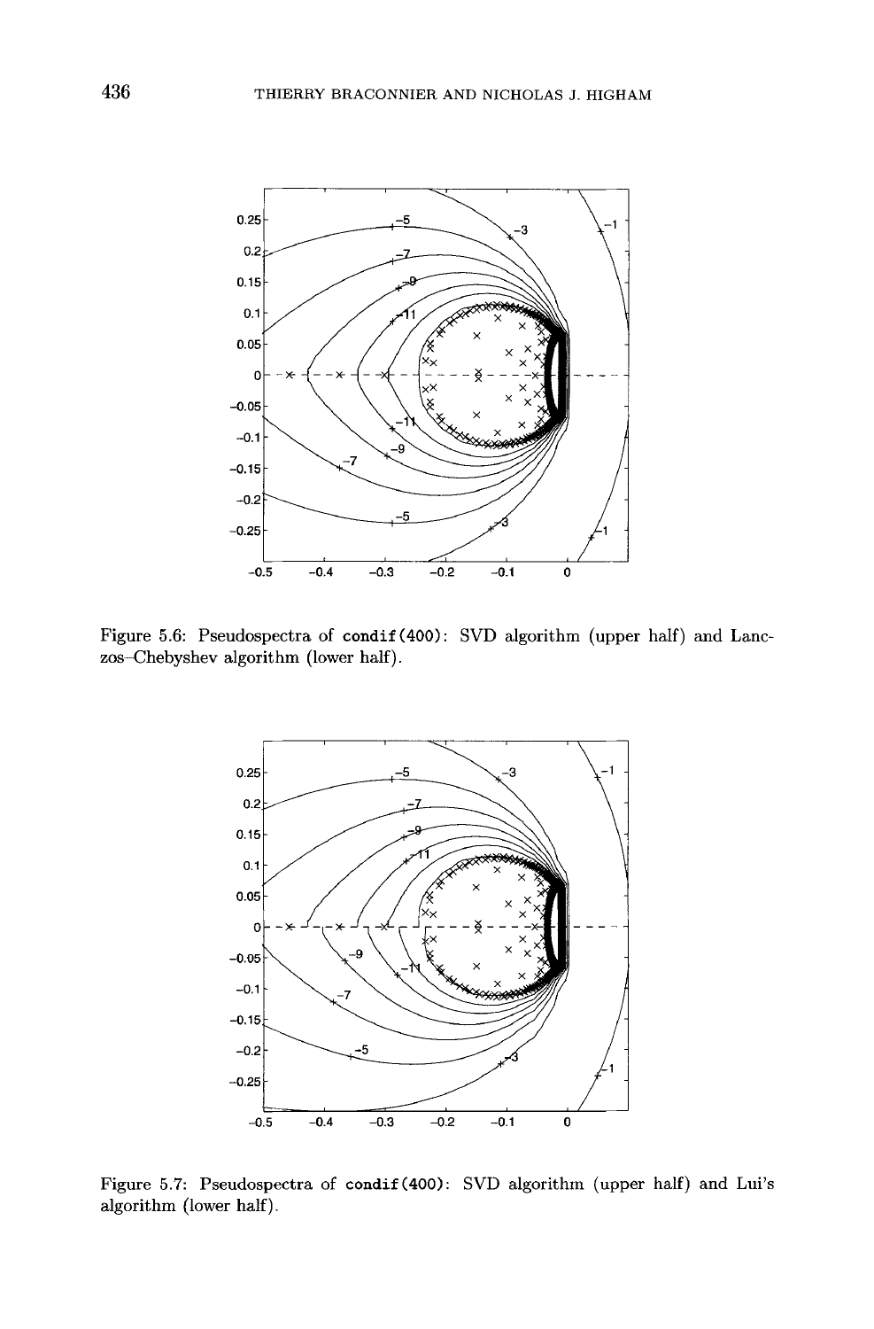Figure 5.6: Pseudospectra of `condif(400)`: SVD algorithm (upper half) and Lanczos–Chebyshev algorithm (lower half).

Figure 5.7: Pseudospectra of `condif(400)`: SVD algorithm (upper half) and Lui's algorithm (lower half).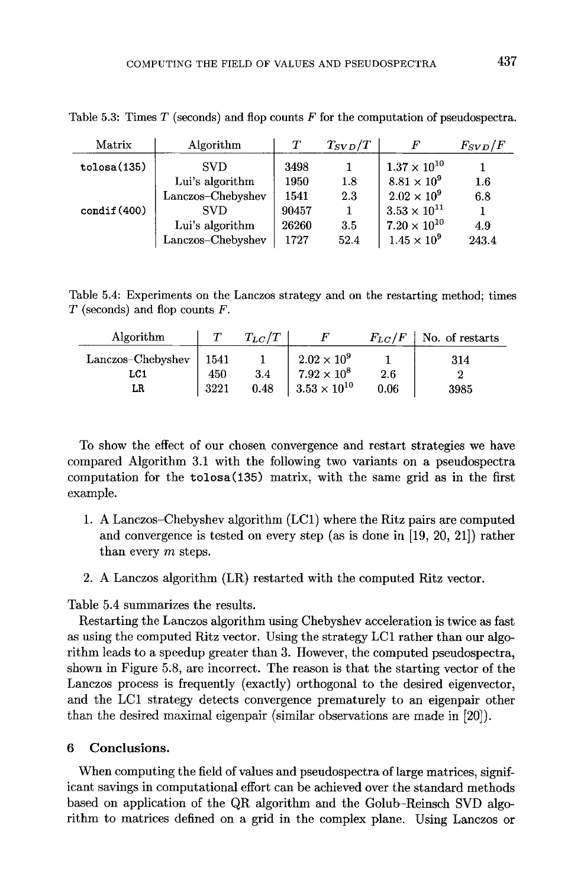Table 5.3: Times $T$ (seconds) and flop counts $F$ for the computation of pseudospectra.

| Matrix | Algorithm | $T$ | $T_{SVD}/T$ | $F$ | $F_{SVD}/F$ |
|---|---|---|---|---|---|
| `tolosa(135)` | SVD | 3498 | 1 | $1.37 \times 10^{10}$ | 1 |
| | Lui's algorithm | 1950 | 1.8 | $8.81 \times 10^{9}$ | 1.6 |
| | Lanczos–Chebyshev | 1541 | 2.3 | $2.02 \times 10^{9}$ | 6.8 |
| `condif(400)` | SVD | 90457 | 1 | $3.53 \times 10^{11}$ | 1 |
| | Lui's algorithm | 26260 | 3.5 | $7.20 \times 10^{10}$ | 4.9 |
| | Lanczos–Chebyshev | 1727 | 52.4 | $1.45 \times 10^{9}$ | 243.4 |

Table 5.4: Experiments on the Lanczos strategy and on the restarting method; times $T$ (seconds) and flop counts $F$.

| Algorithm | $T$ | $T_{LC}/T$ | $F$ | $F_{LC}/F$ | No. of restarts |
|---|---|---|---|---|---|
| Lanczos–Chebyshev | 1541 | 1 | $2.02 \times 10^{9}$ | 1 | 314 |
| LC1 | 450 | 3.4 | $7.92 \times 10^{8}$ | 2.6 | 2 |
| LR | 3221 | 0.48 | $3.53 \times 10^{10}$ | 0.06 | 3985 |

To show the effect of our chosen convergence and restart strategies we have compared Algorithm 3.1 with the following two variants on a pseudospectra computation for the `tolosa(135)` matrix, with the same grid as in the first example.

1. A Lanczos–Chebyshev algorithm (LC1) where the Ritz pairs are computed and convergence is tested on every step (as is done in [19, 20, 21]) rather than every $m$ steps.
2. A Lanczos algorithm (LR) restarted with the computed Ritz vector.

Table 5.4 summarizes the results.

Restarting the Lanczos algorithm using Chebyshev acceleration is twice as fast as using the computed Ritz vector. Using the strategy LC1 rather than our algorithm leads to a speedup greater than 3. However, the computed pseudospectra, shown in Figure 5.8, are incorrect. The reason is that the starting vector of the Lanczos process is frequently (exactly) orthogonal to the desired eigenvector, and the LC1 strategy detects convergence prematurely to an eigenpair other than the desired maximal eigenpair (similar observations are made in [20]).

## 6 Conclusions.

When computing the field of values and pseudospectra of large matrices, significant savings in computational effort can be achieved over the standard methods based on application of the QR algorithm and the Golub–Reinsch SVD algorithm to matrices defined on a grid in the complex plane. Using Lanczos or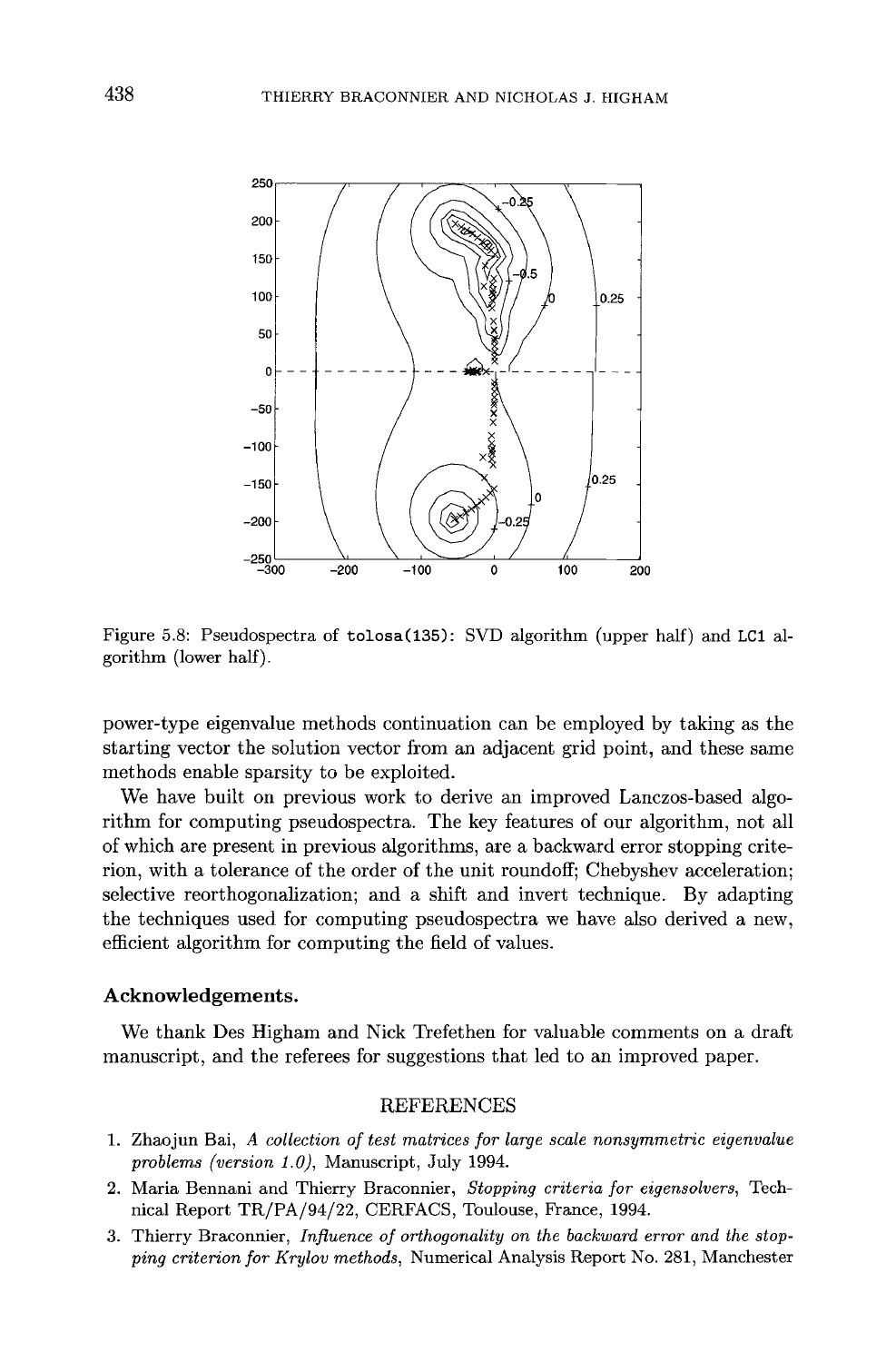Figure 5.8: Pseudospectra of `tolosa(135)`: SVD algorithm (upper half) and `LC1` algorithm (lower half).

power-type eigenvalue methods continuation can be employed by taking as the starting vector the solution vector from an adjacent grid point, and these same methods enable sparsity to be exploited.

We have built on previous work to derive an improved Lanczos-based algorithm for computing pseudospectra. The key features of our algorithm, not all of which are present in previous algorithms, are a backward error stopping criterion, with a tolerance of the order of the unit roundoff; Chebyshev acceleration; selective reorthogonalization; and a shift and invert technique. By adapting the techniques used for computing pseudospectra we have also derived a new, efficient algorithm for computing the field of values.

### Acknowledgements.

We thank Des Higham and Nick Trefethen for valuable comments on a draft manuscript, and the referees for suggestions that led to an improved paper.

## REFERENCES

1. Zhaojun Bai, *A collection of test matrices for large scale nonsymmetric eigenvalue problems (version 1.0)*, Manuscript, July 1994.
2. Maria Bennani and Thierry Braconnier, *Stopping criteria for eigensolvers*, Technical Report TR/PA/94/22, CERFACS, Toulouse, France, 1994.
3. Thierry Braconnier, *Influence of orthogonality on the backward error and the stopping criterion for Krylov methods*, Numerical Analysis Report No. 281, Manchester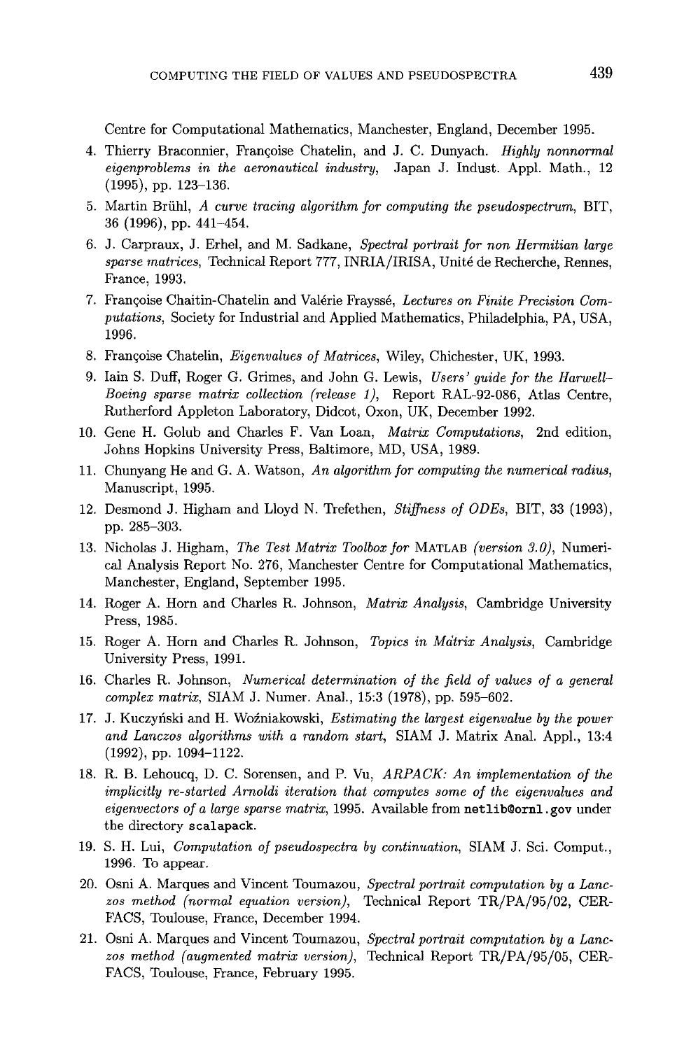Centre for Computational Mathematics, Manchester, England, December 1995.

4. Thierry Braconnier, Françoise Chatelin, and J. C. Dunyach. *Highly nonnormal eigenproblems in the aeronautical industry*, Japan J. Indust. Appl. Math., 12 (1995), pp. 123–136.
5. Martin Brühl, *A curve tracing algorithm for computing the pseudospectrum*, BIT, 36 (1996), pp. 441–454.
6. J. Carpraux, J. Erhel, and M. Sadkane, *Spectral portrait for non Hermitian large sparse matrices*, Technical Report 777, INRIA/IRISA, Unité de Recherche, Rennes, France, 1993.
7. Françoise Chaitin-Chatelin and Valérie Frayssé, *Lectures on Finite Precision Computations*, Society for Industrial and Applied Mathematics, Philadelphia, PA, USA, 1996.
8. Françoise Chatelin, *Eigenvalues of Matrices*, Wiley, Chichester, UK, 1993.
9. Iain S. Duff, Roger G. Grimes, and John G. Lewis, *Users' guide for the Harwell–Boeing sparse matrix collection (release 1)*, Report RAL-92-086, Atlas Centre, Rutherford Appleton Laboratory, Didcot, Oxon, UK, December 1992.
10. Gene H. Golub and Charles F. Van Loan, *Matrix Computations*, 2nd edition, Johns Hopkins University Press, Baltimore, MD, USA, 1989.
11. Chunyang He and G. A. Watson, *An algorithm for computing the numerical radius*, Manuscript, 1995.
12. Desmond J. Higham and Lloyd N. Trefethen, *Stiffness of ODEs*, BIT, 33 (1993), pp. 285–303.
13. Nicholas J. Higham, *The Test Matrix Toolbox for* MATLAB *(version 3.0)*, Numerical Analysis Report No. 276, Manchester Centre for Computational Mathematics, Manchester, England, September 1995.
14. Roger A. Horn and Charles R. Johnson, *Matrix Analysis*, Cambridge University Press, 1985.
15. Roger A. Horn and Charles R. Johnson, *Topics in Matrix Analysis*, Cambridge University Press, 1991.
16. Charles R. Johnson, *Numerical determination of the field of values of a general complex matrix*, SIAM J. Numer. Anal., 15:3 (1978), pp. 595–602.
17. J. Kuczyński and H. Woźniakowski, *Estimating the largest eigenvalue by the power and Lanczos algorithms with a random start*, SIAM J. Matrix Anal. Appl., 13:4 (1992), pp. 1094–1122.
18. R. B. Lehoucq, D. C. Sorensen, and P. Vu, *ARPACK: An implementation of the implicitly re-started Arnoldi iteration that computes some of the eigenvalues and eigenvectors of a large sparse matrix*, 1995. Available from `netlib@ornl.gov` under the directory `scalapack`.
19. S. H. Lui, *Computation of pseudospectra by continuation*, SIAM J. Sci. Comput., 1996. To appear.
20. Osni A. Marques and Vincent Toumazou, *Spectral portrait computation by a Lanczos method (normal equation version)*, Technical Report TR/PA/95/02, CERFACS, Toulouse, France, December 1994.
21. Osni A. Marques and Vincent Toumazou, *Spectral portrait computation by a Lanczos method (augmented matrix version)*, Technical Report TR/PA/95/05, CERFACS, Toulouse, France, February 1995.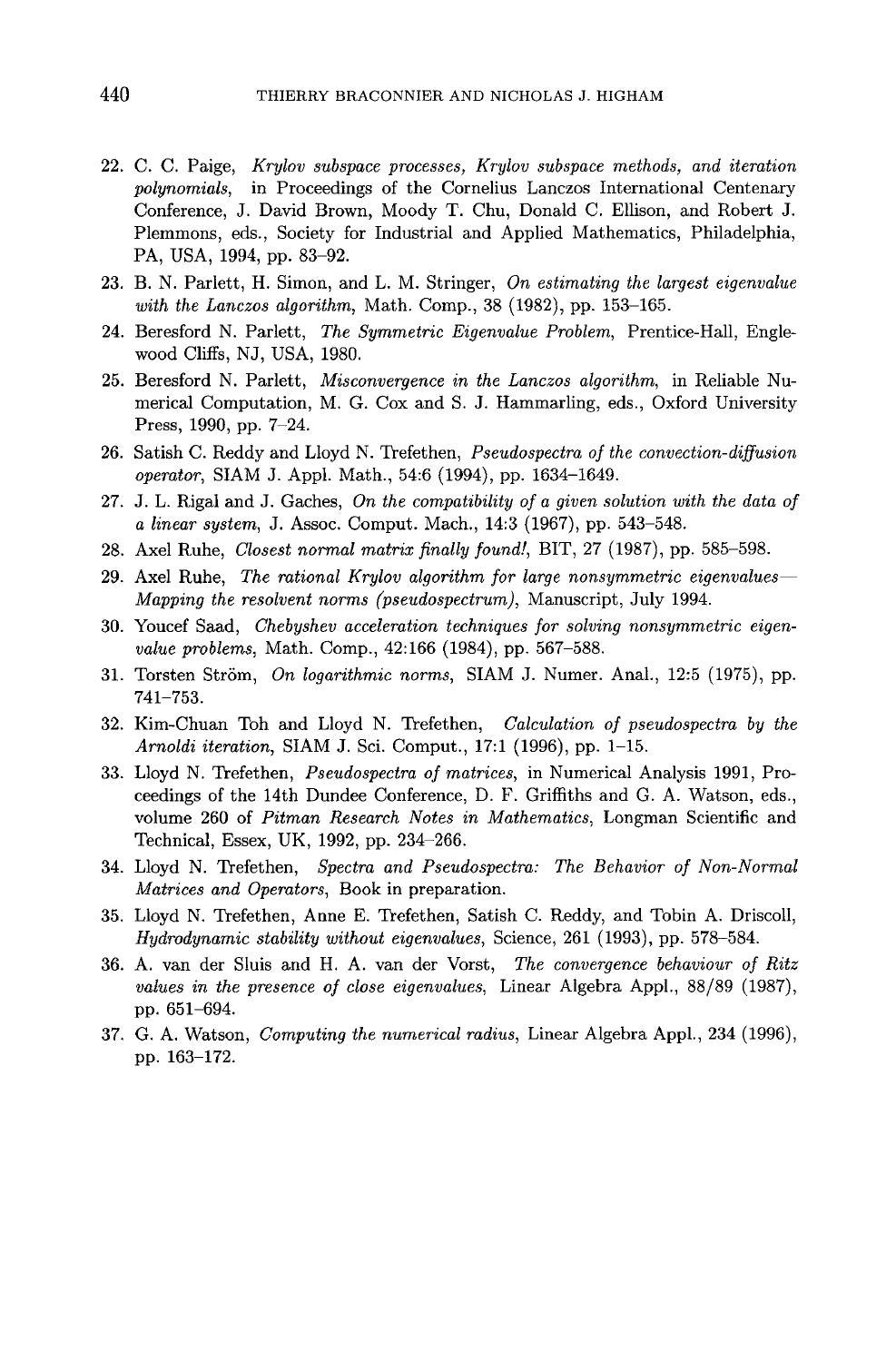22. C. C. Paige, *Krylov subspace processes, Krylov subspace methods, and iteration polynomials*, in Proceedings of the Cornelius Lanczos International Centenary Conference, J. David Brown, Moody T. Chu, Donald C. Ellison, and Robert J. Plemmons, eds., Society for Industrial and Applied Mathematics, Philadelphia, PA, USA, 1994, pp. 83–92.
23. B. N. Parlett, H. Simon, and L. M. Stringer, *On estimating the largest eigenvalue with the Lanczos algorithm*, Math. Comp., 38 (1982), pp. 153–165.
24. Beresford N. Parlett, *The Symmetric Eigenvalue Problem*, Prentice-Hall, Englewood Cliffs, NJ, USA, 1980.
25. Beresford N. Parlett, *Misconvergence in the Lanczos algorithm*, in Reliable Numerical Computation, M. G. Cox and S. J. Hammarling, eds., Oxford University Press, 1990, pp. 7–24.
26. Satish C. Reddy and Lloyd N. Trefethen, *Pseudospectra of the convection-diffusion operator*, SIAM J. Appl. Math., 54:6 (1994), pp. 1634–1649.
27. J. L. Rigal and J. Gaches, *On the compatibility of a given solution with the data of a linear system*, J. Assoc. Comput. Mach., 14:3 (1967), pp. 543–548.
28. Axel Ruhe, *Closest normal matrix finally found!*, BIT, 27 (1987), pp. 585–598.
29. Axel Ruhe, *The rational Krylov algorithm for large nonsymmetric eigenvalues—Mapping the resolvent norms (pseudospectrum)*, Manuscript, July 1994.
30. Youcef Saad, *Chebyshev acceleration techniques for solving nonsymmetric eigenvalue problems*, Math. Comp., 42:166 (1984), pp. 567–588.
31. Torsten Ström, *On logarithmic norms*, SIAM J. Numer. Anal., 12:5 (1975), pp. 741–753.
32. Kim-Chuan Toh and Lloyd N. Trefethen, *Calculation of pseudospectra by the Arnoldi iteration*, SIAM J. Sci. Comput., 17:1 (1996), pp. 1–15.
33. Lloyd N. Trefethen, *Pseudospectra of matrices*, in Numerical Analysis 1991, Proceedings of the 14th Dundee Conference, D. F. Griffiths and G. A. Watson, eds., volume 260 of *Pitman Research Notes in Mathematics*, Longman Scientific and Technical, Essex, UK, 1992, pp. 234–266.
34. Lloyd N. Trefethen, *Spectra and Pseudospectra: The Behavior of Non-Normal Matrices and Operators*, Book in preparation.
35. Lloyd N. Trefethen, Anne E. Trefethen, Satish C. Reddy, and Tobin A. Driscoll, *Hydrodynamic stability without eigenvalues*, Science, 261 (1993), pp. 578–584.
36. A. van der Sluis and H. A. van der Vorst, *The convergence behaviour of Ritz values in the presence of close eigenvalues*, Linear Algebra Appl., 88/89 (1987), pp. 651–694.
37. G. A. Watson, *Computing the numerical radius*, Linear Algebra Appl., 234 (1996), pp. 163–172.